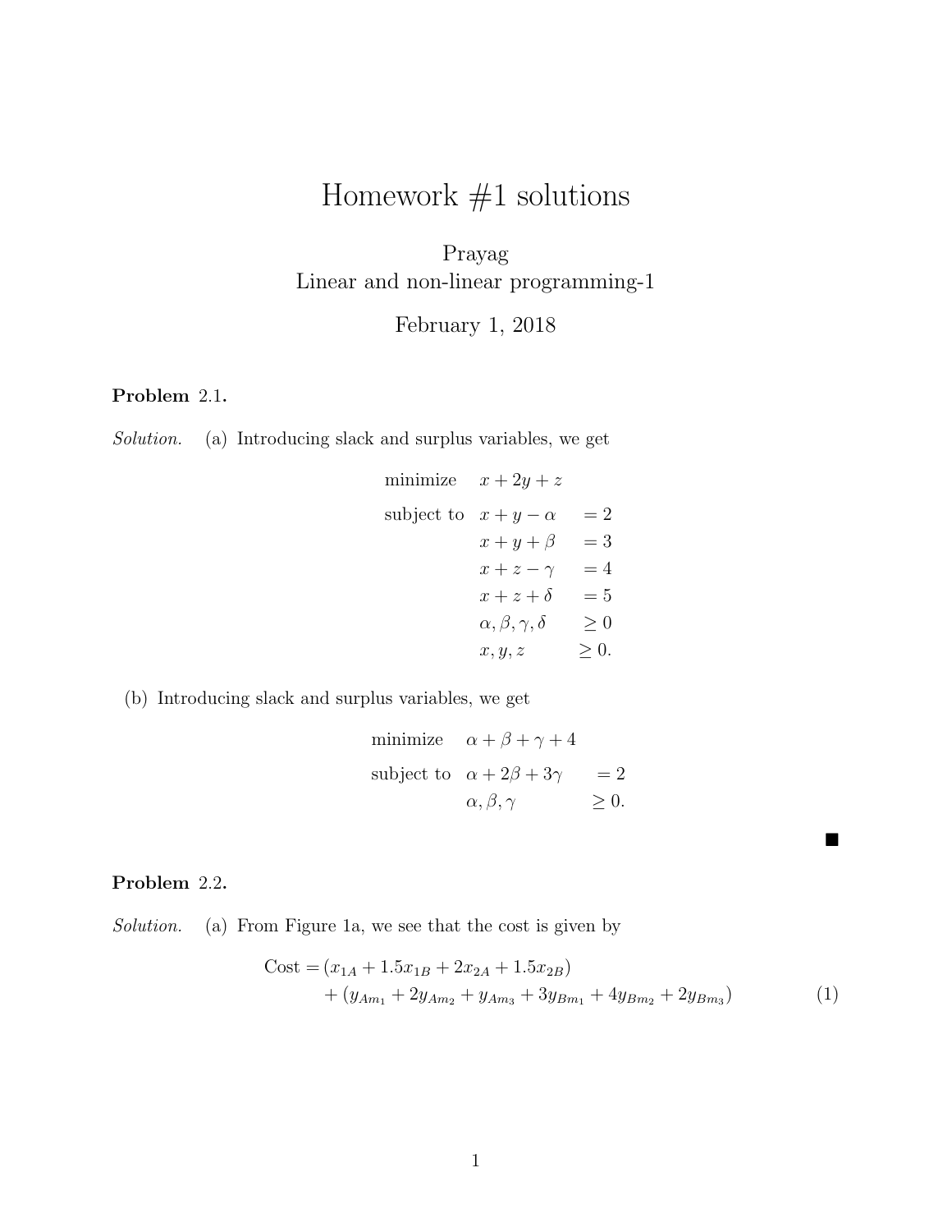# Homework #1 solutions

Prayag

Linear and non-linear programming-1

February 1, 2018

**Problem** 2.1.

*Solution.* (a) Introducing slack and surplus variables, we get

$$
\begin{aligned}
\text{minimize} \quad & x + 2y + z \\
\text{subject to} \quad & x + y - \alpha = 2 \\
& x + y + \beta = 3 \\
& x + z - \gamma = 4 \\
& x + z + \delta = 5 \\
& \alpha, \beta, \gamma, \delta \geq 0 \\
& x, y, z \geq 0.
\end{aligned}
$$

(b) Introducing slack and surplus variables, we get

$$
\begin{aligned}
\text{minimize} \quad & \alpha + \beta + \gamma + 4 \\
\text{subject to} \quad & \alpha + 2\beta + 3\gamma = 2 \\
& \alpha, \beta, \gamma \geq 0.
\end{aligned}
$$

■

**Problem** 2.2.

*Solution.* (a) From Figure 1a, we see that the cost is given by

$$
\begin{aligned}
\text{Cost} = & (x_{1A} + 1.5x_{1B} + 2x_{2A} + 1.5x_{2B}) \\
& + (y_{Am_1} + 2y_{Am_2} + y_{Am_3} + 3y_{Bm_1} + 4y_{Bm_2} + 2y_{Bm_3})
\end{aligned}
\tag{1}
$$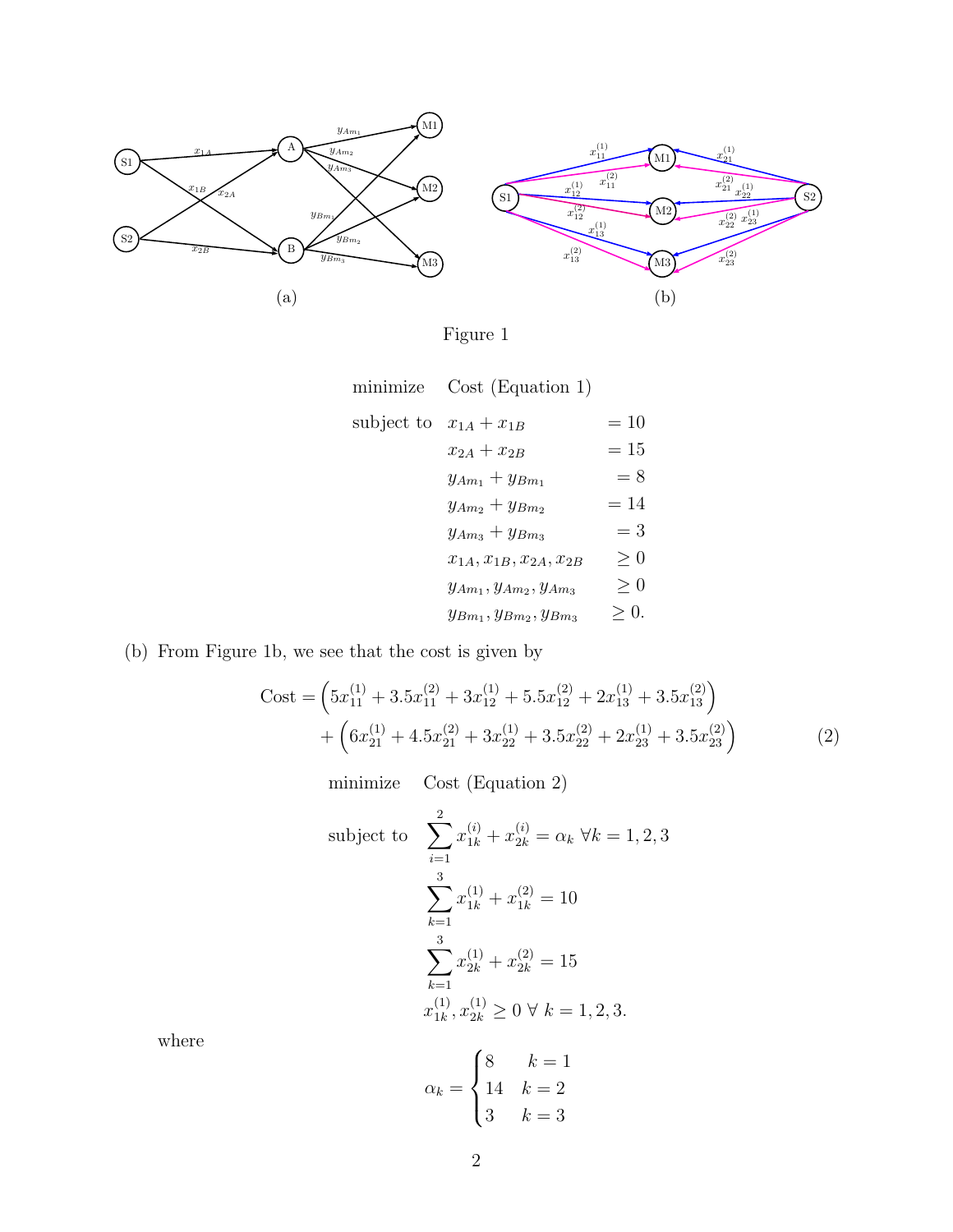(a)

(b)

Figure 1

$$
\begin{aligned}
\text{minimize} \quad & \text{Cost (Equation 1)} \\
\text{subject to} \quad & x_{1A} + x_{1B} = 10 \\
& x_{2A} + x_{2B} = 15 \\
& y_{Am_1} + y_{Bm_1} = 8 \\
& y_{Am_2} + y_{Bm_2} = 14 \\
& y_{Am_3} + y_{Bm_3} = 3 \\
& x_{1A}, x_{1B}, x_{2A}, x_{2B} \geq 0 \\
& y_{Am_1}, y_{Am_2}, y_{Am_3} \geq 0 \\
& y_{Bm_1}, y_{Bm_2}, y_{Bm_3} \geq 0.
\end{aligned}
$$

(b) From Figure 1b, we see that the cost is given by

$$
\begin{aligned}
\text{Cost} = & \left(5x_{11}^{(1)} + 3.5x_{11}^{(2)} + 3x_{12}^{(1)} + 5.5x_{12}^{(2)} + 2x_{13}^{(1)} + 3.5x_{13}^{(2)}\right) \\
& + \left(6x_{21}^{(1)} + 4.5x_{21}^{(2)} + 3x_{22}^{(1)} + 3.5x_{22}^{(2)} + 2x_{23}^{(1)} + 3.5x_{23}^{(2)}\right) \qquad (2)
\end{aligned}
$$

$$
\begin{aligned}
\text{minimize} \quad & \text{Cost (Equation 2)} \\
\text{subject to} \quad & \sum_{i=1}^{2} x_{1k}^{(i)} + x_{2k}^{(i)} = \alpha_k \ \forall k = 1, 2, 3 \\
& \sum_{k=1}^{3} x_{1k}^{(1)} + x_{1k}^{(2)} = 10 \\
& \sum_{k=1}^{3} x_{2k}^{(1)} + x_{2k}^{(2)} = 15 \\
& x_{1k}^{(1)}, x_{2k}^{(1)} \geq 0 \ \forall \ k = 1, 2, 3.
\end{aligned}
$$

where

$$
\alpha_k = \begin{cases} 8 & k = 1 \\ 14 & k = 2 \\ 3 & k = 3 \end{cases}
$$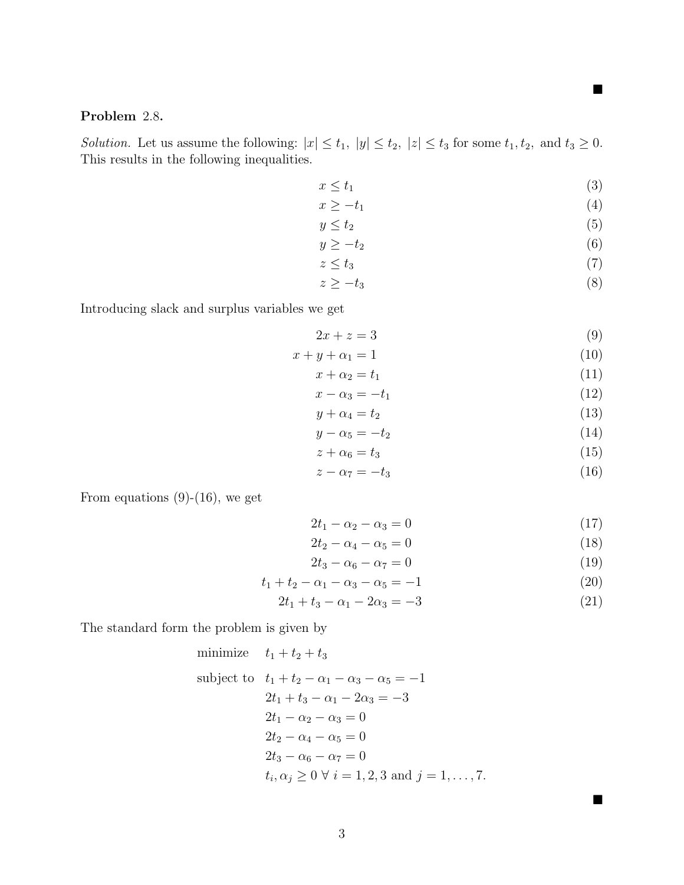■

**Problem** 2.8.

*Solution.* Let us assume the following: $|x| \leq t_1,\ |y| \leq t_2,\ |z| \leq t_3$ for some $t_1, t_2,$ and $t_3 \geq 0$. This results in the following inequalities.

$$x \leq t_1 \tag{3}$$
$$x \geq -t_1 \tag{4}$$
$$y \leq t_2 \tag{5}$$
$$y \geq -t_2 \tag{6}$$
$$z \leq t_3 \tag{7}$$
$$z \geq -t_3 \tag{8}$$

Introducing slack and surplus variables we get

$$2x + z = 3 \tag{9}$$
$$x + y + \alpha_1 = 1 \tag{10}$$
$$x + \alpha_2 = t_1 \tag{11}$$
$$x - \alpha_3 = -t_1 \tag{12}$$
$$y + \alpha_4 = t_2 \tag{13}$$
$$y - \alpha_5 = -t_2 \tag{14}$$
$$z + \alpha_6 = t_3 \tag{15}$$
$$z - \alpha_7 = -t_3 \tag{16}$$

From equations (9)-(16), we get

$$2t_1 - \alpha_2 - \alpha_3 = 0 \tag{17}$$
$$2t_2 - \alpha_4 - \alpha_5 = 0 \tag{18}$$
$$2t_3 - \alpha_6 - \alpha_7 = 0 \tag{19}$$
$$t_1 + t_2 - \alpha_1 - \alpha_3 - \alpha_5 = -1 \tag{20}$$
$$2t_1 + t_3 - \alpha_1 - 2\alpha_3 = -3 \tag{21}$$

The standard form the problem is given by

$$\begin{aligned}
\text{minimize} \quad & t_1 + t_2 + t_3 \\
\text{subject to} \quad & t_1 + t_2 - \alpha_1 - \alpha_3 - \alpha_5 = -1 \\
& 2t_1 + t_3 - \alpha_1 - 2\alpha_3 = -3 \\
& 2t_1 - \alpha_2 - \alpha_3 = 0 \\
& 2t_2 - \alpha_4 - \alpha_5 = 0 \\
& 2t_3 - \alpha_6 - \alpha_7 = 0 \\
& t_i, \alpha_j \geq 0 \ \forall \ i = 1, 2, 3 \text{ and } j = 1, \ldots, 7.
\end{aligned}$$

■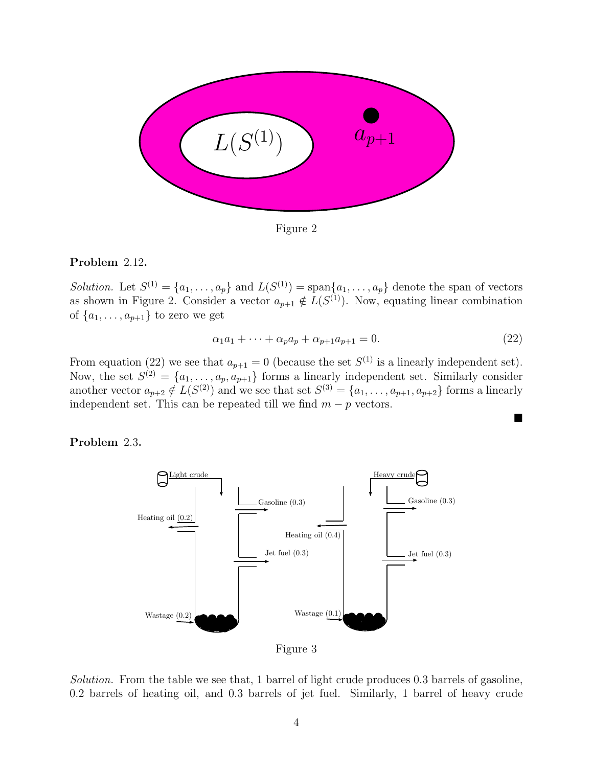Figure 2

**Problem** 2.12**.**

*Solution.* Let $S^{(1)} = \{a_1, \ldots, a_p\}$ and $L(S^{(1)}) = \text{span}\{a_1, \ldots, a_p\}$ denote the span of vectors as shown in Figure 2. Consider a vector $a_{p+1} \notin L(S^{(1)})$. Now, equating linear combination of $\{a_1, \ldots, a_{p+1}\}$ to zero we get

$$\alpha_1 a_1 + \cdots + \alpha_p a_p + \alpha_{p+1} a_{p+1} = 0. \tag{22}$$

From equation (22) we see that $a_{p+1} = 0$ (because the set $S^{(1)}$ is a linearly independent set). Now, the set $S^{(2)} = \{a_1, \ldots, a_p, a_{p+1}\}$ forms a linearly independent set. Similarly consider another vector $a_{p+2} \notin L(S^{(2)})$ and we see that set $S^{(3)} = \{a_1, \ldots, a_{p+1}, a_{p+2}\}$ forms a linearly independent set. This can be repeated till we find $m - p$ vectors.

■

**Problem** 2.3**.**

Figure 3

*Solution.* From the table we see that, 1 barrel of light crude produces 0.3 barrels of gasoline, 0.2 barrels of heating oil, and 0.3 barrels of jet fuel. Similarly, 1 barrel of heavy crude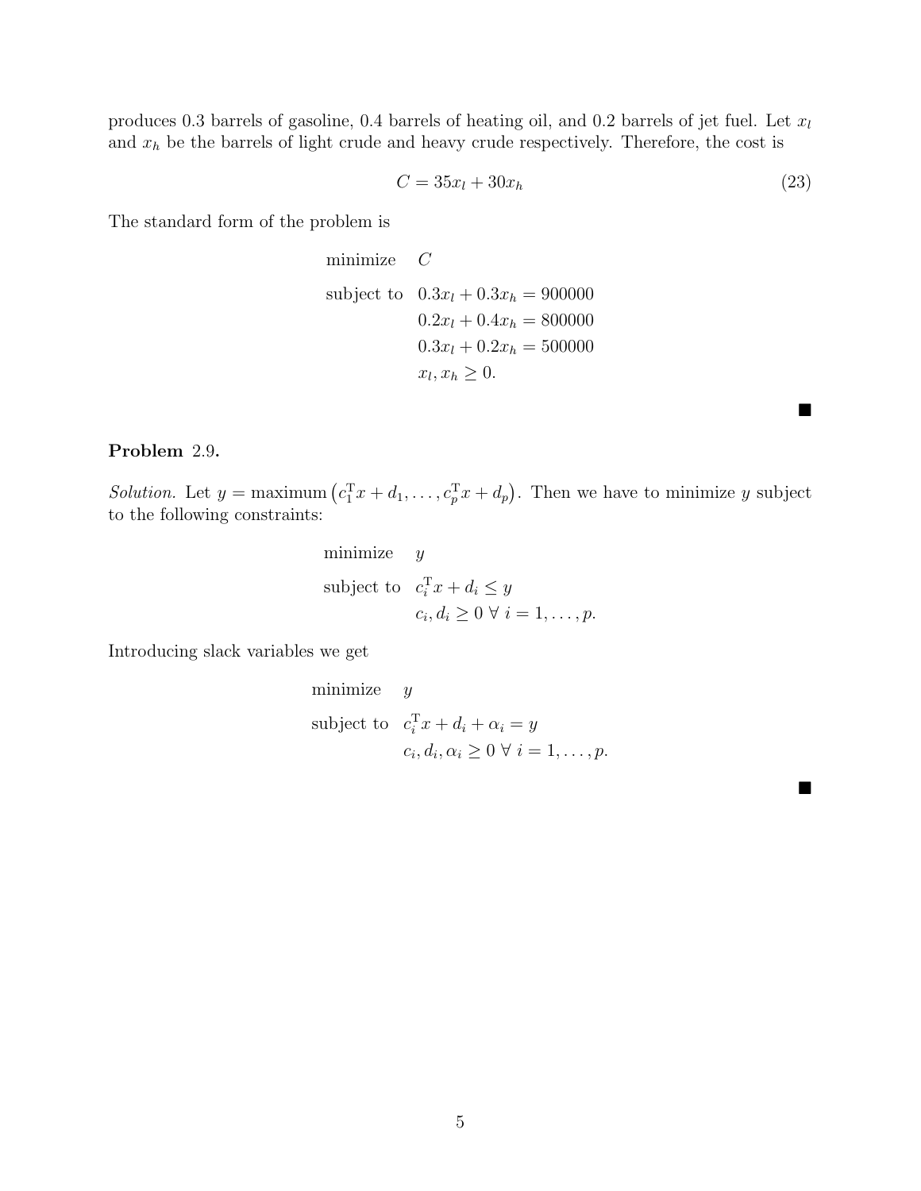produces 0.3 barrels of gasoline, 0.4 barrels of heating oil, and 0.2 barrels of jet fuel. Let $x_l$ and $x_h$ be the barrels of light crude and heavy crude respectively. Therefore, the cost is

$$C = 35x_l + 30x_h \tag{23}$$

The standard form of the problem is

$$\begin{aligned}
\text{minimize} \quad & C \\
\text{subject to} \quad & 0.3x_l + 0.3x_h = 900000 \\
& 0.2x_l + 0.4x_h = 800000 \\
& 0.3x_l + 0.2x_h = 500000 \\
& x_l, x_h \geq 0.
\end{aligned}$$

■

**Problem** 2.9**.**

*Solution.* Let $y = \text{maximum}\left(c_1^{\mathrm{T}}x + d_1, \ldots, c_p^{\mathrm{T}}x + d_p\right)$. Then we have to minimize $y$ subject to the following constraints:

$$\begin{aligned}
\text{minimize} \quad & y \\
\text{subject to} \quad & c_i^{\mathrm{T}}x + d_i \leq y \\
& c_i, d_i \geq 0 \ \forall \ i = 1, \ldots, p.
\end{aligned}$$

Introducing slack variables we get

$$\begin{aligned}
\text{minimize} \quad & y \\
\text{subject to} \quad & c_i^{\mathrm{T}}x + d_i + \alpha_i = y \\
& c_i, d_i, \alpha_i \geq 0 \ \forall \ i = 1, \ldots, p.
\end{aligned}$$

■